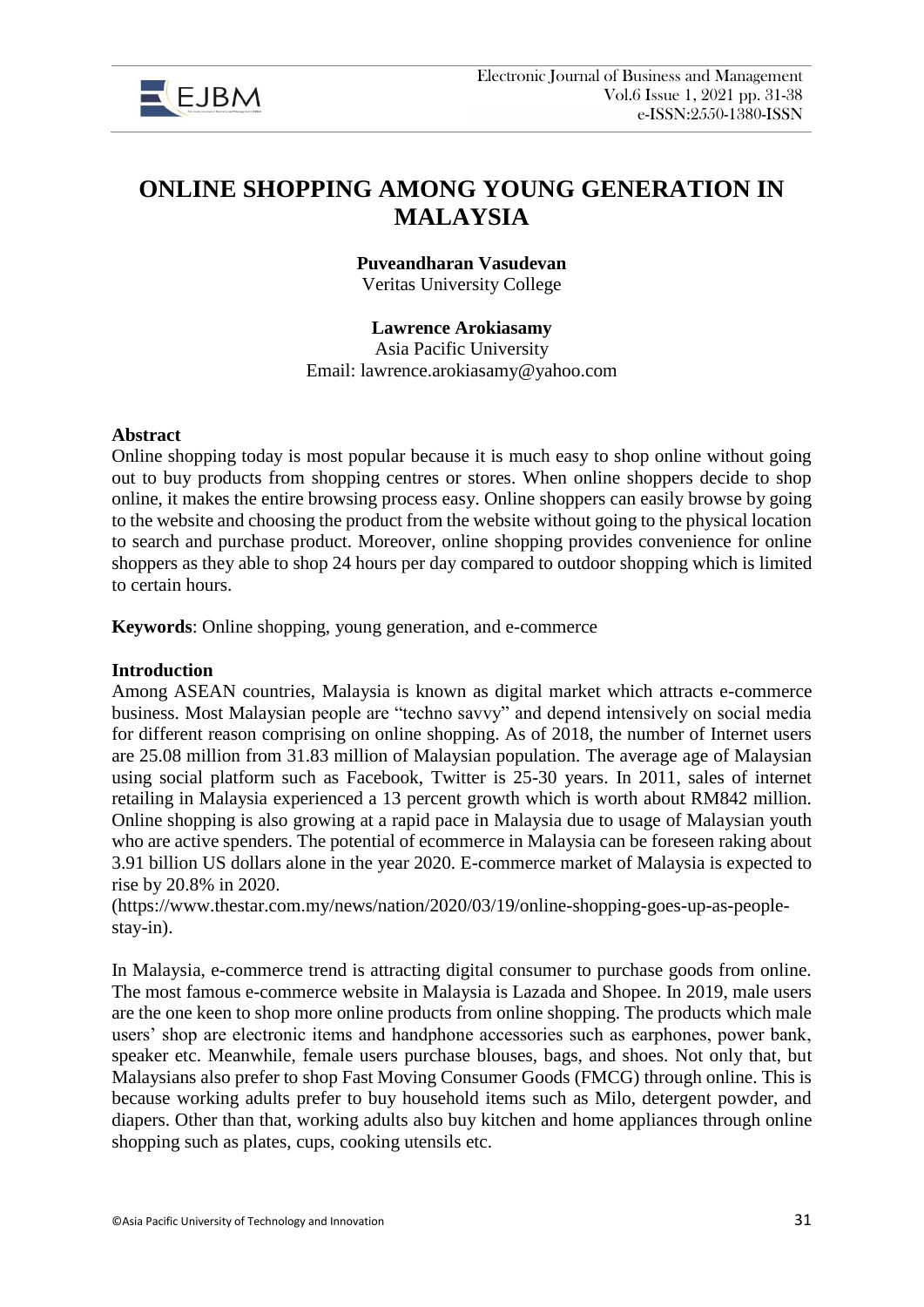# ONLINE SHOPPING AMONG YOUNG GENERATION IN MALAYSIA

**Puveandharan Vasudevan**
Veritas University College

**Lawrence Arokiasamy**
Asia Pacific University
Email: lawrence.arokiasamy@yahoo.com

**Abstract**

Online shopping today is most popular because it is much easy to shop online without going out to buy products from shopping centres or stores. When online shoppers decide to shop online, it makes the entire browsing process easy. Online shoppers can easily browse by going to the website and choosing the product from the website without going to the physical location to search and purchase product. Moreover, online shopping provides convenience for online shoppers as they able to shop 24 hours per day compared to outdoor shopping which is limited to certain hours.

**Keywords**: Online shopping, young generation, and e-commerce

**Introduction**

Among ASEAN countries, Malaysia is known as digital market which attracts e-commerce business. Most Malaysian people are "techno savvy" and depend intensively on social media for different reason comprising on online shopping. As of 2018, the number of Internet users are 25.08 million from 31.83 million of Malaysian population. The average age of Malaysian using social platform such as Facebook, Twitter is 25-30 years. In 2011, sales of internet retailing in Malaysia experienced a 13 percent growth which is worth about RM842 million. Online shopping is also growing at a rapid pace in Malaysia due to usage of Malaysian youth who are active spenders. The potential of ecommerce in Malaysia can be foreseen raking about 3.91 billion US dollars alone in the year 2020. E-commerce market of Malaysia is expected to rise by 20.8% in 2020. (https://www.thestar.com.my/news/nation/2020/03/19/online-shopping-goes-up-as-people-stay-in).

In Malaysia, e-commerce trend is attracting digital consumer to purchase goods from online. The most famous e-commerce website in Malaysia is Lazada and Shopee. In 2019, male users are the one keen to shop more online products from online shopping. The products which male users' shop are electronic items and handphone accessories such as earphones, power bank, speaker etc. Meanwhile, female users purchase blouses, bags, and shoes. Not only that, but Malaysians also prefer to shop Fast Moving Consumer Goods (FMCG) through online. This is because working adults prefer to buy household items such as Milo, detergent powder, and diapers. Other than that, working adults also buy kitchen and home appliances through online shopping such as plates, cups, cooking utensils etc.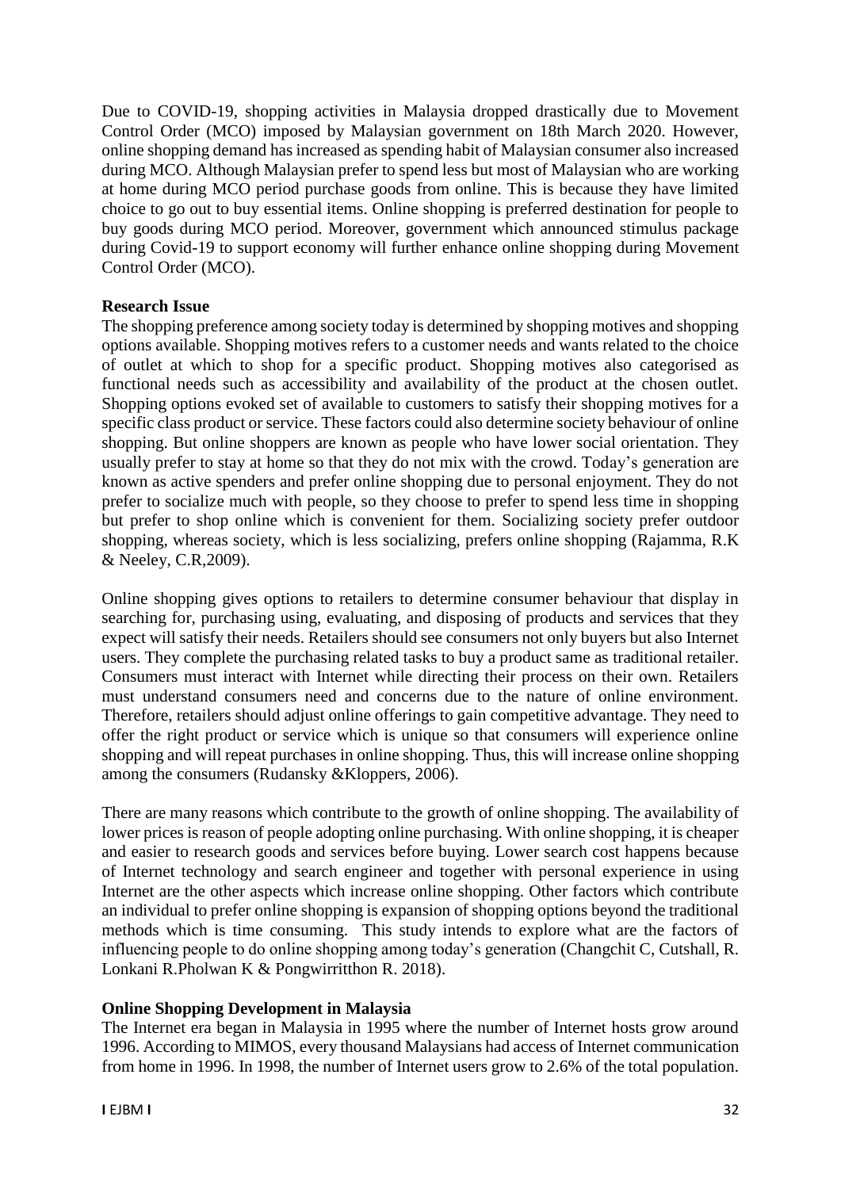Due to COVID-19, shopping activities in Malaysia dropped drastically due to Movement Control Order (MCO) imposed by Malaysian government on 18th March 2020. However, online shopping demand has increased as spending habit of Malaysian consumer also increased during MCO. Although Malaysian prefer to spend less but most of Malaysian who are working at home during MCO period purchase goods from online. This is because they have limited choice to go out to buy essential items. Online shopping is preferred destination for people to buy goods during MCO period. Moreover, government which announced stimulus package during Covid-19 to support economy will further enhance online shopping during Movement Control Order (MCO).

**Research Issue**

The shopping preference among society today is determined by shopping motives and shopping options available. Shopping motives refers to a customer needs and wants related to the choice of outlet at which to shop for a specific product. Shopping motives also categorised as functional needs such as accessibility and availability of the product at the chosen outlet. Shopping options evoked set of available to customers to satisfy their shopping motives for a specific class product or service. These factors could also determine society behaviour of online shopping. But online shoppers are known as people who have lower social orientation. They usually prefer to stay at home so that they do not mix with the crowd. Today's generation are known as active spenders and prefer online shopping due to personal enjoyment. They do not prefer to socialize much with people, so they choose to prefer to spend less time in shopping but prefer to shop online which is convenient for them. Socializing society prefer outdoor shopping, whereas society, which is less socializing, prefers online shopping (Rajamma, R.K & Neeley, C.R,2009).

Online shopping gives options to retailers to determine consumer behaviour that display in searching for, purchasing using, evaluating, and disposing of products and services that they expect will satisfy their needs. Retailers should see consumers not only buyers but also Internet users. They complete the purchasing related tasks to buy a product same as traditional retailer. Consumers must interact with Internet while directing their process on their own. Retailers must understand consumers need and concerns due to the nature of online environment. Therefore, retailers should adjust online offerings to gain competitive advantage. They need to offer the right product or service which is unique so that consumers will experience online shopping and will repeat purchases in online shopping. Thus, this will increase online shopping among the consumers (Rudansky &Kloppers, 2006).

There are many reasons which contribute to the growth of online shopping. The availability of lower prices is reason of people adopting online purchasing. With online shopping, it is cheaper and easier to research goods and services before buying. Lower search cost happens because of Internet technology and search engineer and together with personal experience in using Internet are the other aspects which increase online shopping. Other factors which contribute an individual to prefer online shopping is expansion of shopping options beyond the traditional methods which is time consuming. This study intends to explore what are the factors of influencing people to do online shopping among today's generation (Changchit C, Cutshall, R. Lonkani R.Pholwan K & Pongwirritthon R. 2018).

**Online Shopping Development in Malaysia**

The Internet era began in Malaysia in 1995 where the number of Internet hosts grow around 1996. According to MIMOS, every thousand Malaysians had access of Internet communication from home in 1996. In 1998, the number of Internet users grow to 2.6% of the total population.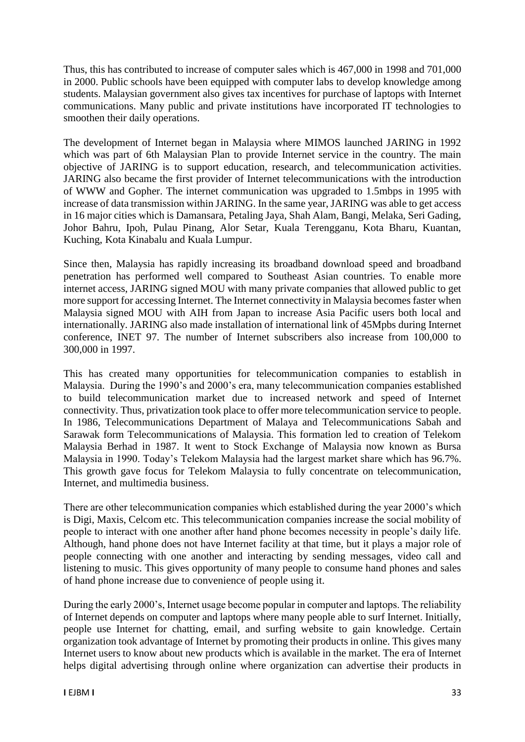Thus, this has contributed to increase of computer sales which is 467,000 in 1998 and 701,000 in 2000. Public schools have been equipped with computer labs to develop knowledge among students. Malaysian government also gives tax incentives for purchase of laptops with Internet communications. Many public and private institutions have incorporated IT technologies to smoothen their daily operations.

The development of Internet began in Malaysia where MIMOS launched JARING in 1992 which was part of 6th Malaysian Plan to provide Internet service in the country. The main objective of JARING is to support education, research, and telecommunication activities. JARING also became the first provider of Internet telecommunications with the introduction of WWW and Gopher. The internet communication was upgraded to 1.5mbps in 1995 with increase of data transmission within JARING. In the same year, JARING was able to get access in 16 major cities which is Damansara, Petaling Jaya, Shah Alam, Bangi, Melaka, Seri Gading, Johor Bahru, Ipoh, Pulau Pinang, Alor Setar, Kuala Terengganu, Kota Bharu, Kuantan, Kuching, Kota Kinabalu and Kuala Lumpur.

Since then, Malaysia has rapidly increasing its broadband download speed and broadband penetration has performed well compared to Southeast Asian countries. To enable more internet access, JARING signed MOU with many private companies that allowed public to get more support for accessing Internet. The Internet connectivity in Malaysia becomes faster when Malaysia signed MOU with AIH from Japan to increase Asia Pacific users both local and internationally. JARING also made installation of international link of 45Mpbs during Internet conference, INET 97. The number of Internet subscribers also increase from 100,000 to 300,000 in 1997.

This has created many opportunities for telecommunication companies to establish in Malaysia. During the 1990's and 2000's era, many telecommunication companies established to build telecommunication market due to increased network and speed of Internet connectivity. Thus, privatization took place to offer more telecommunication service to people. In 1986, Telecommunications Department of Malaya and Telecommunications Sabah and Sarawak form Telecommunications of Malaysia. This formation led to creation of Telekom Malaysia Berhad in 1987. It went to Stock Exchange of Malaysia now known as Bursa Malaysia in 1990. Today's Telekom Malaysia had the largest market share which has 96.7%. This growth gave focus for Telekom Malaysia to fully concentrate on telecommunication, Internet, and multimedia business.

There are other telecommunication companies which established during the year 2000's which is Digi, Maxis, Celcom etc. This telecommunication companies increase the social mobility of people to interact with one another after hand phone becomes necessity in people's daily life. Although, hand phone does not have Internet facility at that time, but it plays a major role of people connecting with one another and interacting by sending messages, video call and listening to music. This gives opportunity of many people to consume hand phones and sales of hand phone increase due to convenience of people using it.

During the early 2000's, Internet usage become popular in computer and laptops. The reliability of Internet depends on computer and laptops where many people able to surf Internet. Initially, people use Internet for chatting, email, and surfing website to gain knowledge. Certain organization took advantage of Internet by promoting their products in online. This gives many Internet users to know about new products which is available in the market. The era of Internet helps digital advertising through online where organization can advertise their products in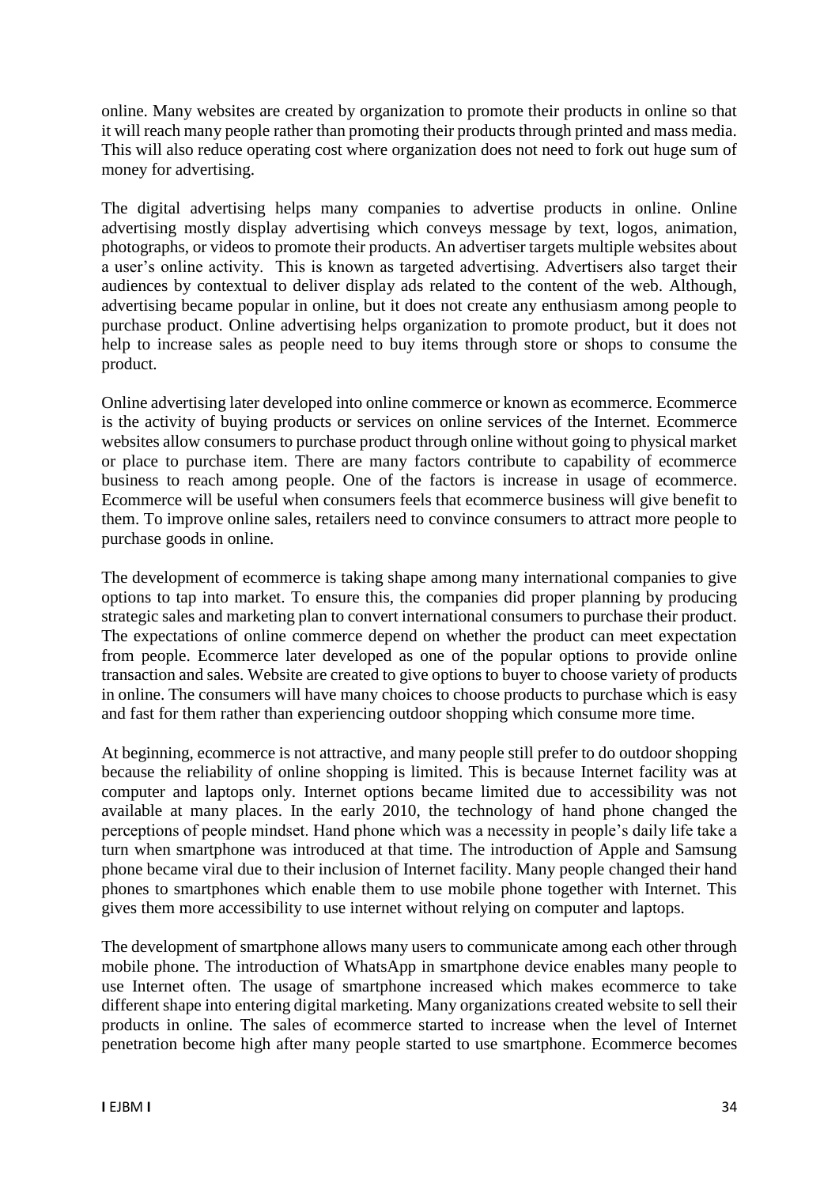online. Many websites are created by organization to promote their products in online so that it will reach many people rather than promoting their products through printed and mass media. This will also reduce operating cost where organization does not need to fork out huge sum of money for advertising.

The digital advertising helps many companies to advertise products in online. Online advertising mostly display advertising which conveys message by text, logos, animation, photographs, or videos to promote their products. An advertiser targets multiple websites about a user's online activity. This is known as targeted advertising. Advertisers also target their audiences by contextual to deliver display ads related to the content of the web. Although, advertising became popular in online, but it does not create any enthusiasm among people to purchase product. Online advertising helps organization to promote product, but it does not help to increase sales as people need to buy items through store or shops to consume the product.

Online advertising later developed into online commerce or known as ecommerce. Ecommerce is the activity of buying products or services on online services of the Internet. Ecommerce websites allow consumers to purchase product through online without going to physical market or place to purchase item. There are many factors contribute to capability of ecommerce business to reach among people. One of the factors is increase in usage of ecommerce. Ecommerce will be useful when consumers feels that ecommerce business will give benefit to them. To improve online sales, retailers need to convince consumers to attract more people to purchase goods in online.

The development of ecommerce is taking shape among many international companies to give options to tap into market. To ensure this, the companies did proper planning by producing strategic sales and marketing plan to convert international consumers to purchase their product. The expectations of online commerce depend on whether the product can meet expectation from people. Ecommerce later developed as one of the popular options to provide online transaction and sales. Website are created to give options to buyer to choose variety of products in online. The consumers will have many choices to choose products to purchase which is easy and fast for them rather than experiencing outdoor shopping which consume more time.

At beginning, ecommerce is not attractive, and many people still prefer to do outdoor shopping because the reliability of online shopping is limited. This is because Internet facility was at computer and laptops only. Internet options became limited due to accessibility was not available at many places. In the early 2010, the technology of hand phone changed the perceptions of people mindset. Hand phone which was a necessity in people's daily life take a turn when smartphone was introduced at that time. The introduction of Apple and Samsung phone became viral due to their inclusion of Internet facility. Many people changed their hand phones to smartphones which enable them to use mobile phone together with Internet. This gives them more accessibility to use internet without relying on computer and laptops.

The development of smartphone allows many users to communicate among each other through mobile phone. The introduction of WhatsApp in smartphone device enables many people to use Internet often. The usage of smartphone increased which makes ecommerce to take different shape into entering digital marketing. Many organizations created website to sell their products in online. The sales of ecommerce started to increase when the level of Internet penetration become high after many people started to use smartphone. Ecommerce becomes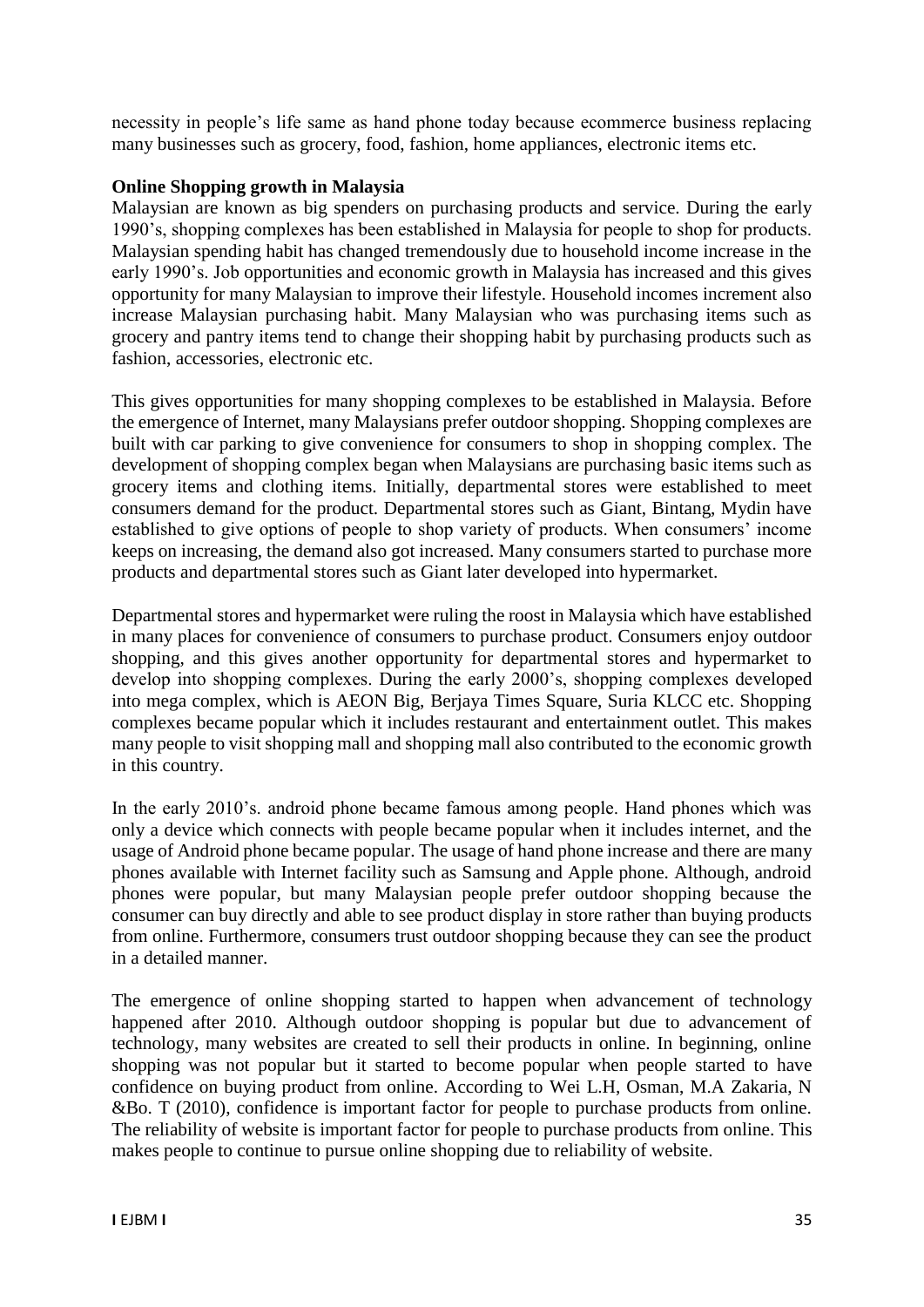necessity in people's life same as hand phone today because ecommerce business replacing many businesses such as grocery, food, fashion, home appliances, electronic items etc.

**Online Shopping growth in Malaysia**

Malaysian are known as big spenders on purchasing products and service. During the early 1990's, shopping complexes has been established in Malaysia for people to shop for products. Malaysian spending habit has changed tremendously due to household income increase in the early 1990's. Job opportunities and economic growth in Malaysia has increased and this gives opportunity for many Malaysian to improve their lifestyle. Household incomes increment also increase Malaysian purchasing habit. Many Malaysian who was purchasing items such as grocery and pantry items tend to change their shopping habit by purchasing products such as fashion, accessories, electronic etc.

This gives opportunities for many shopping complexes to be established in Malaysia. Before the emergence of Internet, many Malaysians prefer outdoor shopping. Shopping complexes are built with car parking to give convenience for consumers to shop in shopping complex. The development of shopping complex began when Malaysians are purchasing basic items such as grocery items and clothing items. Initially, departmental stores were established to meet consumers demand for the product. Departmental stores such as Giant, Bintang, Mydin have established to give options of people to shop variety of products. When consumers' income keeps on increasing, the demand also got increased. Many consumers started to purchase more products and departmental stores such as Giant later developed into hypermarket.

Departmental stores and hypermarket were ruling the roost in Malaysia which have established in many places for convenience of consumers to purchase product. Consumers enjoy outdoor shopping, and this gives another opportunity for departmental stores and hypermarket to develop into shopping complexes. During the early 2000's, shopping complexes developed into mega complex, which is AEON Big, Berjaya Times Square, Suria KLCC etc. Shopping complexes became popular which it includes restaurant and entertainment outlet. This makes many people to visit shopping mall and shopping mall also contributed to the economic growth in this country.

In the early 2010's. android phone became famous among people. Hand phones which was only a device which connects with people became popular when it includes internet, and the usage of Android phone became popular. The usage of hand phone increase and there are many phones available with Internet facility such as Samsung and Apple phone. Although, android phones were popular, but many Malaysian people prefer outdoor shopping because the consumer can buy directly and able to see product display in store rather than buying products from online. Furthermore, consumers trust outdoor shopping because they can see the product in a detailed manner.

The emergence of online shopping started to happen when advancement of technology happened after 2010. Although outdoor shopping is popular but due to advancement of technology, many websites are created to sell their products in online. In beginning, online shopping was not popular but it started to become popular when people started to have confidence on buying product from online. According to Wei L.H, Osman, M.A Zakaria, N &Bo. T (2010), confidence is important factor for people to purchase products from online. The reliability of website is important factor for people to purchase products from online. This makes people to continue to pursue online shopping due to reliability of website.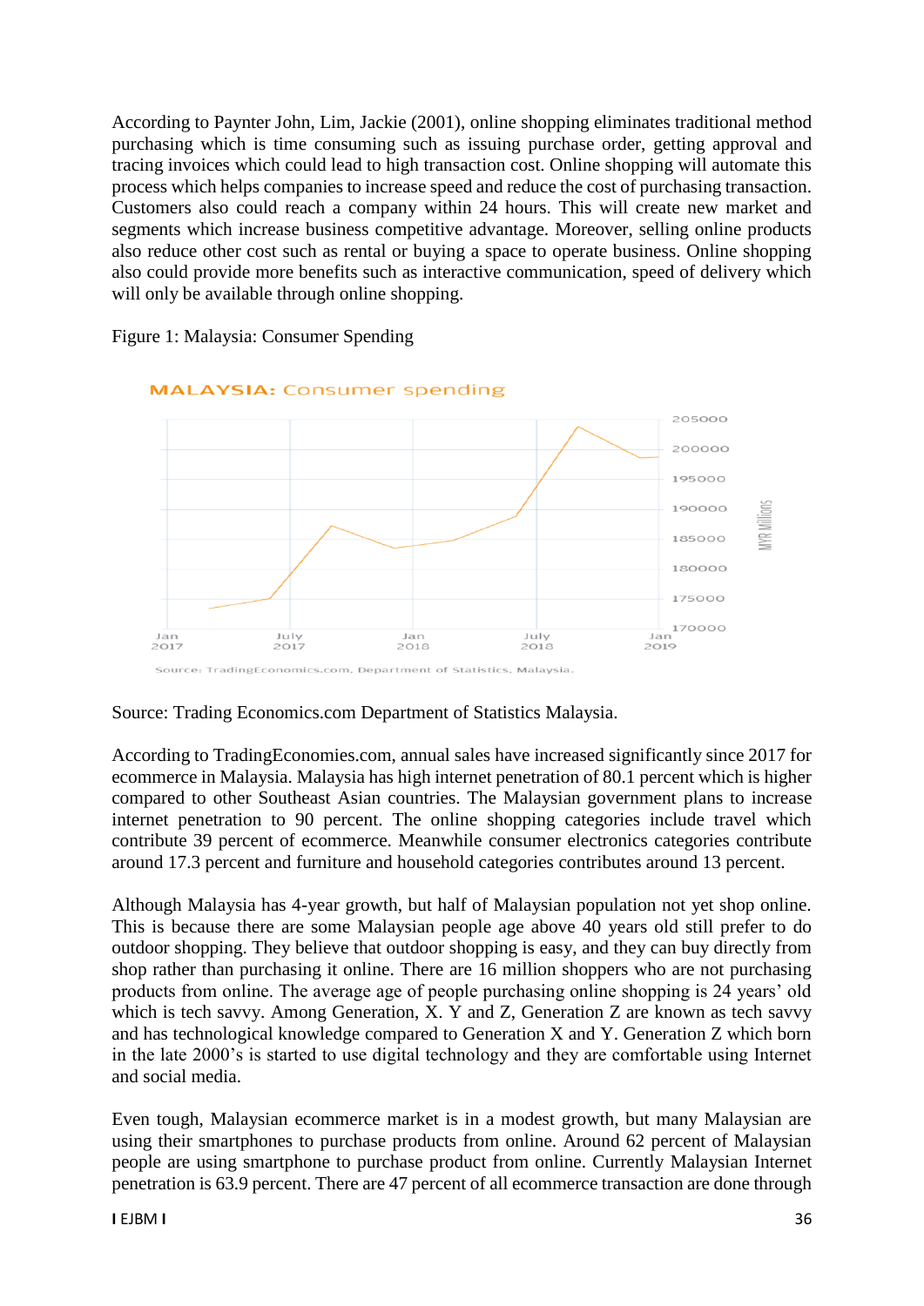According to Paynter John, Lim, Jackie (2001), online shopping eliminates traditional method purchasing which is time consuming such as issuing purchase order, getting approval and tracing invoices which could lead to high transaction cost. Online shopping will automate this process which helps companies to increase speed and reduce the cost of purchasing transaction. Customers also could reach a company within 24 hours. This will create new market and segments which increase business competitive advantage. Moreover, selling online products also reduce other cost such as rental or buying a space to operate business. Online shopping also could provide more benefits such as interactive communication, speed of delivery which will only be available through online shopping.

Figure 1: Malaysia: Consumer Spending

Source: Trading Economics.com Department of Statistics Malaysia.

According to TradingEconomies.com, annual sales have increased significantly since 2017 for ecommerce in Malaysia. Malaysia has high internet penetration of 80.1 percent which is higher compared to other Southeast Asian countries. The Malaysian government plans to increase internet penetration to 90 percent. The online shopping categories include travel which contribute 39 percent of ecommerce. Meanwhile consumer electronics categories contribute around 17.3 percent and furniture and household categories contributes around 13 percent.

Although Malaysia has 4-year growth, but half of Malaysian population not yet shop online. This is because there are some Malaysian people age above 40 years old still prefer to do outdoor shopping. They believe that outdoor shopping is easy, and they can buy directly from shop rather than purchasing it online. There are 16 million shoppers who are not purchasing products from online. The average age of people purchasing online shopping is 24 years' old which is tech savvy. Among Generation, X. Y and Z, Generation Z are known as tech savvy and has technological knowledge compared to Generation X and Y. Generation Z which born in the late 2000's is started to use digital technology and they are comfortable using Internet and social media.

Even tough, Malaysian ecommerce market is in a modest growth, but many Malaysian are using their smartphones to purchase products from online. Around 62 percent of Malaysian people are using smartphone to purchase product from online. Currently Malaysian Internet penetration is 63.9 percent. There are 47 percent of all ecommerce transaction are done through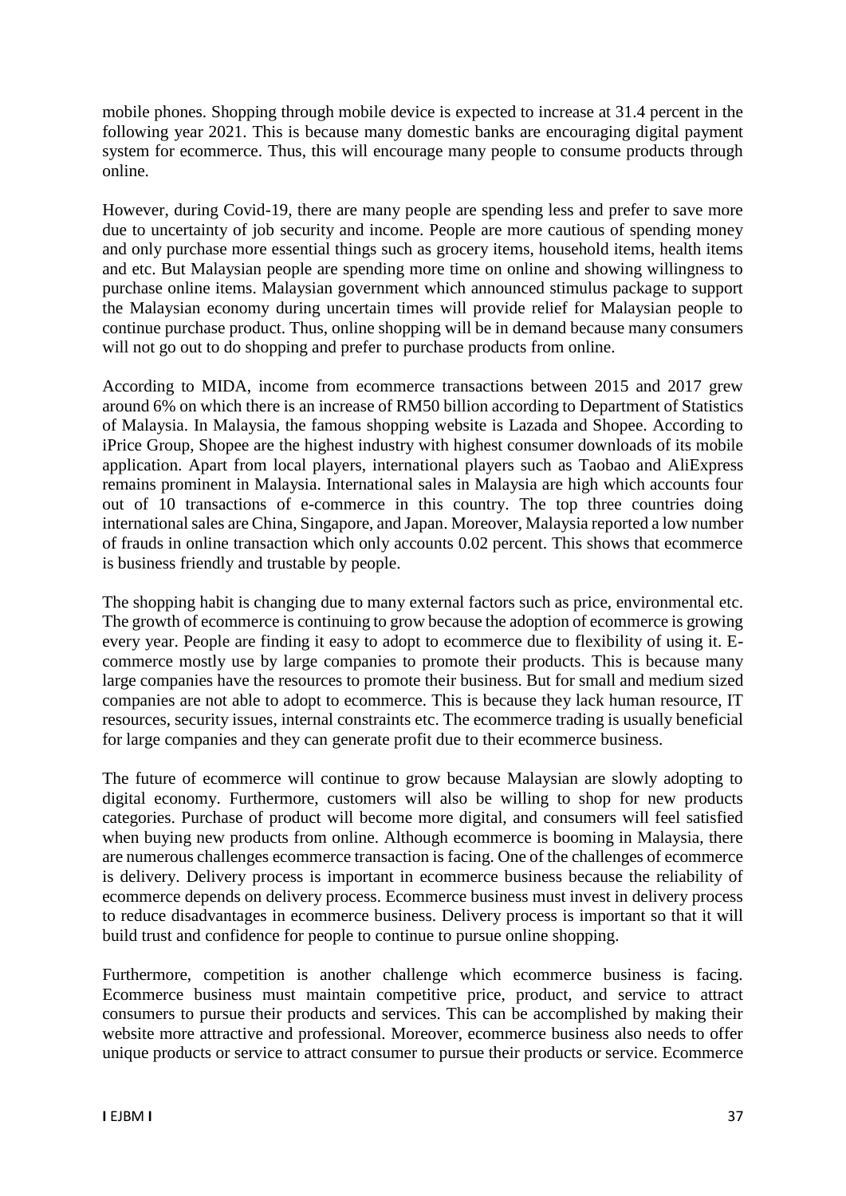mobile phones. Shopping through mobile device is expected to increase at 31.4 percent in the following year 2021. This is because many domestic banks are encouraging digital payment system for ecommerce. Thus, this will encourage many people to consume products through online.

However, during Covid-19, there are many people are spending less and prefer to save more due to uncertainty of job security and income. People are more cautious of spending money and only purchase more essential things such as grocery items, household items, health items and etc. But Malaysian people are spending more time on online and showing willingness to purchase online items. Malaysian government which announced stimulus package to support the Malaysian economy during uncertain times will provide relief for Malaysian people to continue purchase product. Thus, online shopping will be in demand because many consumers will not go out to do shopping and prefer to purchase products from online.

According to MIDA, income from ecommerce transactions between 2015 and 2017 grew around 6% on which there is an increase of RM50 billion according to Department of Statistics of Malaysia. In Malaysia, the famous shopping website is Lazada and Shopee. According to iPrice Group, Shopee are the highest industry with highest consumer downloads of its mobile application. Apart from local players, international players such as Taobao and AliExpress remains prominent in Malaysia. International sales in Malaysia are high which accounts four out of 10 transactions of e-commerce in this country. The top three countries doing international sales are China, Singapore, and Japan. Moreover, Malaysia reported a low number of frauds in online transaction which only accounts 0.02 percent. This shows that ecommerce is business friendly and trustable by people.

The shopping habit is changing due to many external factors such as price, environmental etc. The growth of ecommerce is continuing to grow because the adoption of ecommerce is growing every year. People are finding it easy to adopt to ecommerce due to flexibility of using it. E-commerce mostly use by large companies to promote their products. This is because many large companies have the resources to promote their business. But for small and medium sized companies are not able to adopt to ecommerce. This is because they lack human resource, IT resources, security issues, internal constraints etc. The ecommerce trading is usually beneficial for large companies and they can generate profit due to their ecommerce business.

The future of ecommerce will continue to grow because Malaysian are slowly adopting to digital economy. Furthermore, customers will also be willing to shop for new products categories. Purchase of product will become more digital, and consumers will feel satisfied when buying new products from online. Although ecommerce is booming in Malaysia, there are numerous challenges ecommerce transaction is facing. One of the challenges of ecommerce is delivery. Delivery process is important in ecommerce business because the reliability of ecommerce depends on delivery process. Ecommerce business must invest in delivery process to reduce disadvantages in ecommerce business. Delivery process is important so that it will build trust and confidence for people to continue to pursue online shopping.

Furthermore, competition is another challenge which ecommerce business is facing. Ecommerce business must maintain competitive price, product, and service to attract consumers to pursue their products and services. This can be accomplished by making their website more attractive and professional. Moreover, ecommerce business also needs to offer unique products or service to attract consumer to pursue their products or service. Ecommerce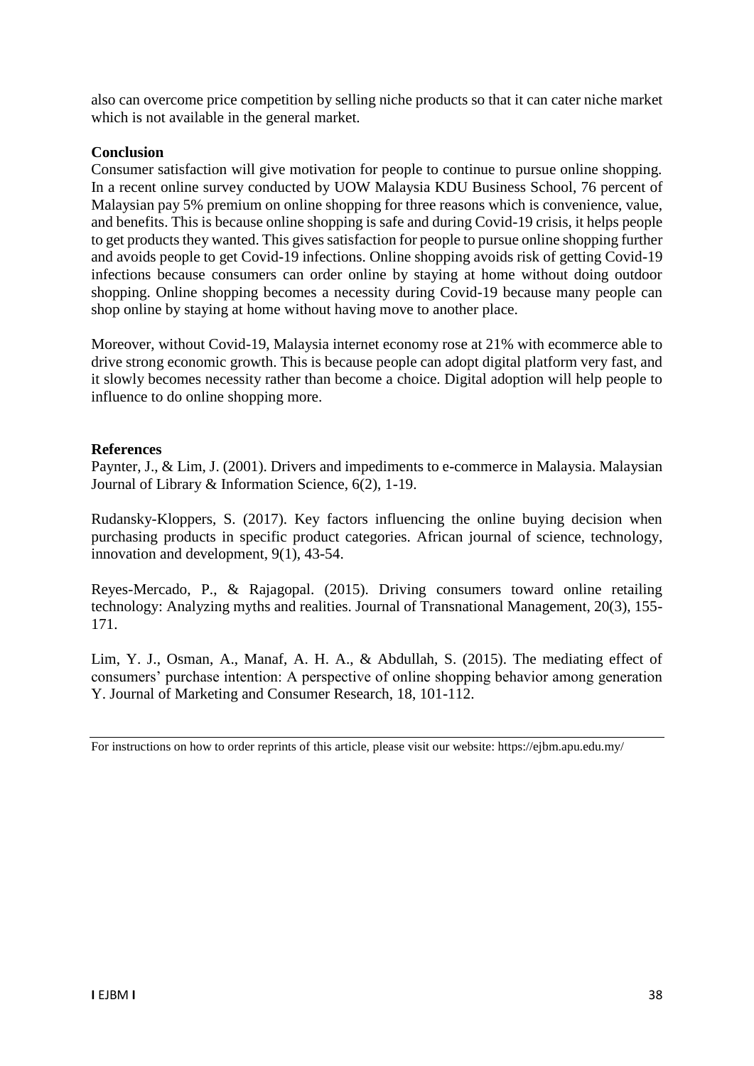also can overcome price competition by selling niche products so that it can cater niche market which is not available in the general market.

**Conclusion**

Consumer satisfaction will give motivation for people to continue to pursue online shopping. In a recent online survey conducted by UOW Malaysia KDU Business School, 76 percent of Malaysian pay 5% premium on online shopping for three reasons which is convenience, value, and benefits. This is because online shopping is safe and during Covid-19 crisis, it helps people to get products they wanted. This gives satisfaction for people to pursue online shopping further and avoids people to get Covid-19 infections. Online shopping avoids risk of getting Covid-19 infections because consumers can order online by staying at home without doing outdoor shopping. Online shopping becomes a necessity during Covid-19 because many people can shop online by staying at home without having move to another place.

Moreover, without Covid-19, Malaysia internet economy rose at 21% with ecommerce able to drive strong economic growth. This is because people can adopt digital platform very fast, and it slowly becomes necessity rather than become a choice. Digital adoption will help people to influence to do online shopping more.

**References**

Paynter, J., & Lim, J. (2001). Drivers and impediments to e-commerce in Malaysia. Malaysian Journal of Library & Information Science, 6(2), 1-19.

Rudansky-Kloppers, S. (2017). Key factors influencing the online buying decision when purchasing products in specific product categories. African journal of science, technology, innovation and development, 9(1), 43-54.

Reyes-Mercado, P., & Rajagopal. (2015). Driving consumers toward online retailing technology: Analyzing myths and realities. Journal of Transnational Management, 20(3), 155-171.

Lim, Y. J., Osman, A., Manaf, A. H. A., & Abdullah, S. (2015). The mediating effect of consumers' purchase intention: A perspective of online shopping behavior among generation Y. Journal of Marketing and Consumer Research, 18, 101-112.

For instructions on how to order reprints of this article, please visit our website: https://ejbm.apu.edu.my/